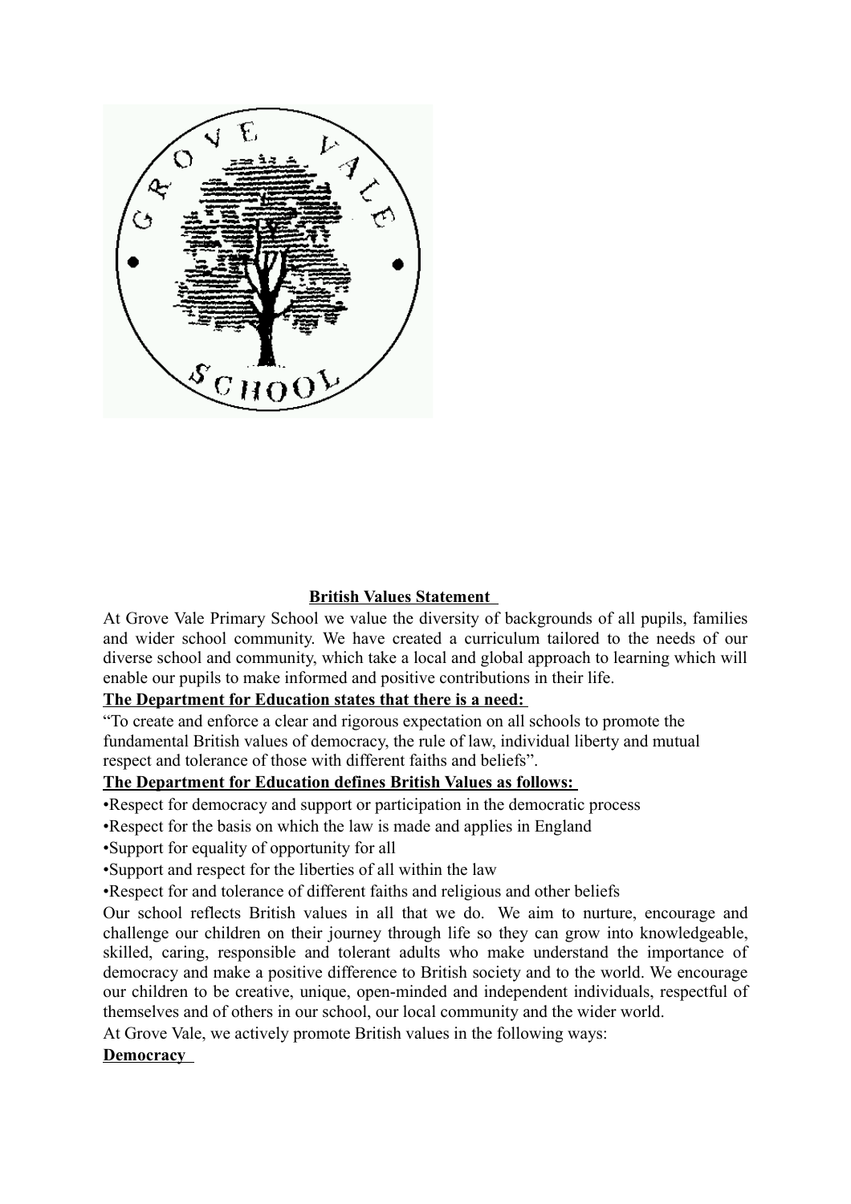## British Values Statement

At Grove Vale Primary School we value the diversity of backgrounds of all pupils, families and wider school community. We have created a curriculum tailored to the needs of our diverse school and community, which take a local and global approach to learning which will enable our pupils to make informed and positive contributions in their life.

**The Department for Education states that there is a need:**

"To create and enforce a clear and rigorous expectation on all schools to promote the fundamental British values of democracy, the rule of law, individual liberty and mutual respect and tolerance of those with different faiths and beliefs".

**The Department for Education defines British Values as follows:**

- Respect for democracy and support or participation in the democratic process
- Respect for the basis on which the law is made and applies in England
- Support for equality of opportunity for all
- Support and respect for the liberties of all within the law
- Respect for and tolerance of different faiths and religious and other beliefs

Our school reflects British values in all that we do. We aim to nurture, encourage and challenge our children on their journey through life so they can grow into knowledgeable, skilled, caring, responsible and tolerant adults who make understand the importance of democracy and make a positive difference to British society and to the world. We encourage our children to be creative, unique, open-minded and independent individuals, respectful of themselves and of others in our school, our local community and the wider world.

At Grove Vale, we actively promote British values in the following ways:

**Democracy**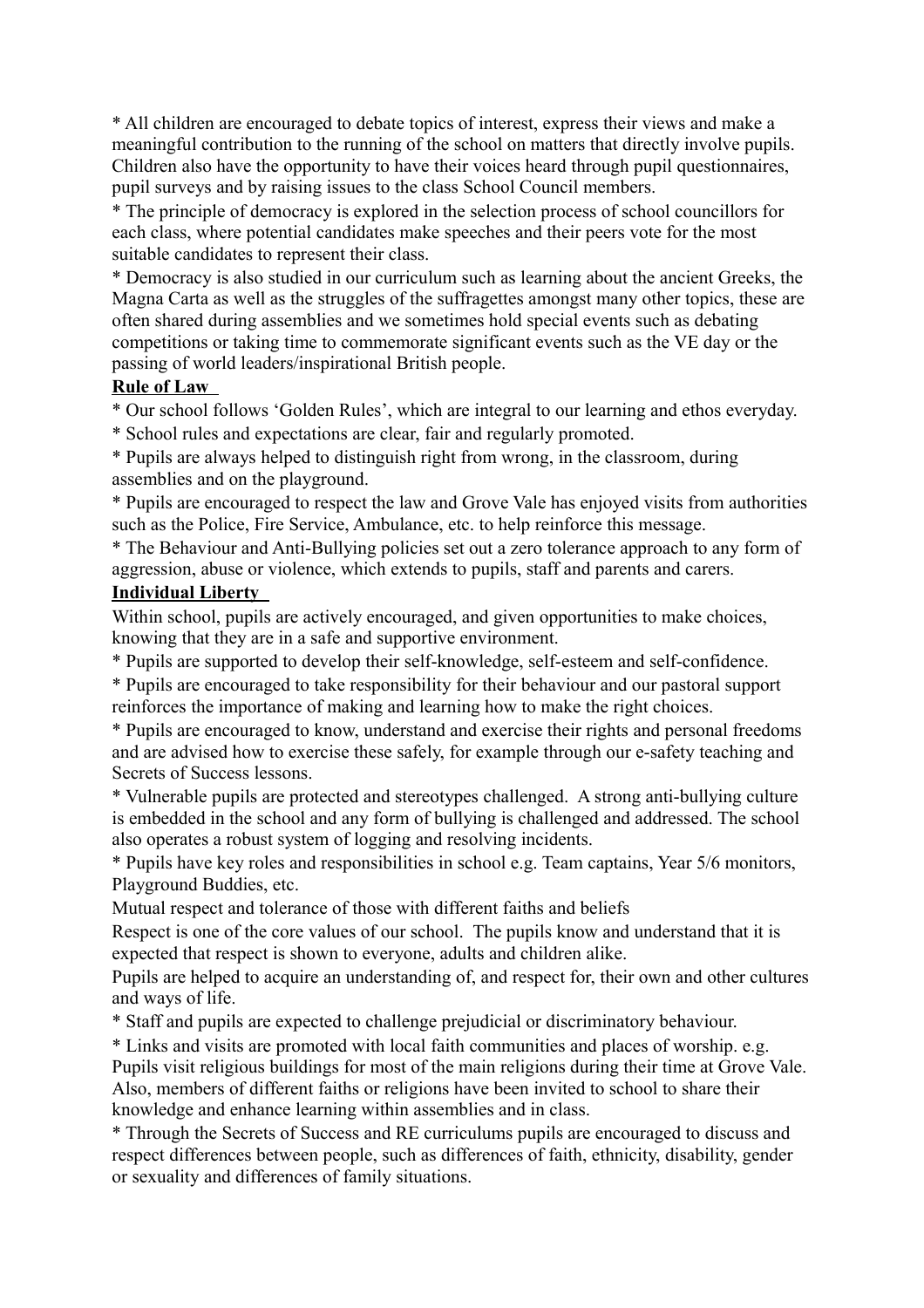* All children are encouraged to debate topics of interest, express their views and make a meaningful contribution to the running of the school on matters that directly involve pupils. Children also have the opportunity to have their voices heard through pupil questionnaires, pupil surveys and by raising issues to the class School Council members.

* The principle of democracy is explored in the selection process of school councillors for each class, where potential candidates make speeches and their peers vote for the most suitable candidates to represent their class.

* Democracy is also studied in our curriculum such as learning about the ancient Greeks, the Magna Carta as well as the struggles of the suffragettes amongst many other topics, these are often shared during assemblies and we sometimes hold special events such as debating competitions or taking time to commemorate significant events such as the VE day or the passing of world leaders/inspirational British people.

**Rule of Law**

* Our school follows 'Golden Rules', which are integral to our learning and ethos everyday.

* School rules and expectations are clear, fair and regularly promoted.

* Pupils are always helped to distinguish right from wrong, in the classroom, during assemblies and on the playground.

* Pupils are encouraged to respect the law and Grove Vale has enjoyed visits from authorities such as the Police, Fire Service, Ambulance, etc. to help reinforce this message.

* The Behaviour and Anti-Bullying policies set out a zero tolerance approach to any form of aggression, abuse or violence, which extends to pupils, staff and parents and carers.

**Individual Liberty**

Within school, pupils are actively encouraged, and given opportunities to make choices, knowing that they are in a safe and supportive environment.

* Pupils are supported to develop their self-knowledge, self-esteem and self-confidence.

* Pupils are encouraged to take responsibility for their behaviour and our pastoral support reinforces the importance of making and learning how to make the right choices.

* Pupils are encouraged to know, understand and exercise their rights and personal freedoms and are advised how to exercise these safely, for example through our e-safety teaching and Secrets of Success lessons.

* Vulnerable pupils are protected and stereotypes challenged. A strong anti-bullying culture is embedded in the school and any form of bullying is challenged and addressed. The school also operates a robust system of logging and resolving incidents.

* Pupils have key roles and responsibilities in school e.g. Team captains, Year 5/6 monitors, Playground Buddies, etc.

Mutual respect and tolerance of those with different faiths and beliefs

Respect is one of the core values of our school. The pupils know and understand that it is expected that respect is shown to everyone, adults and children alike.

Pupils are helped to acquire an understanding of, and respect for, their own and other cultures and ways of life.

* Staff and pupils are expected to challenge prejudicial or discriminatory behaviour.

* Links and visits are promoted with local faith communities and places of worship. e.g. Pupils visit religious buildings for most of the main religions during their time at Grove Vale. Also, members of different faiths or religions have been invited to school to share their knowledge and enhance learning within assemblies and in class.

* Through the Secrets of Success and RE curriculums pupils are encouraged to discuss and respect differences between people, such as differences of faith, ethnicity, disability, gender or sexuality and differences of family situations.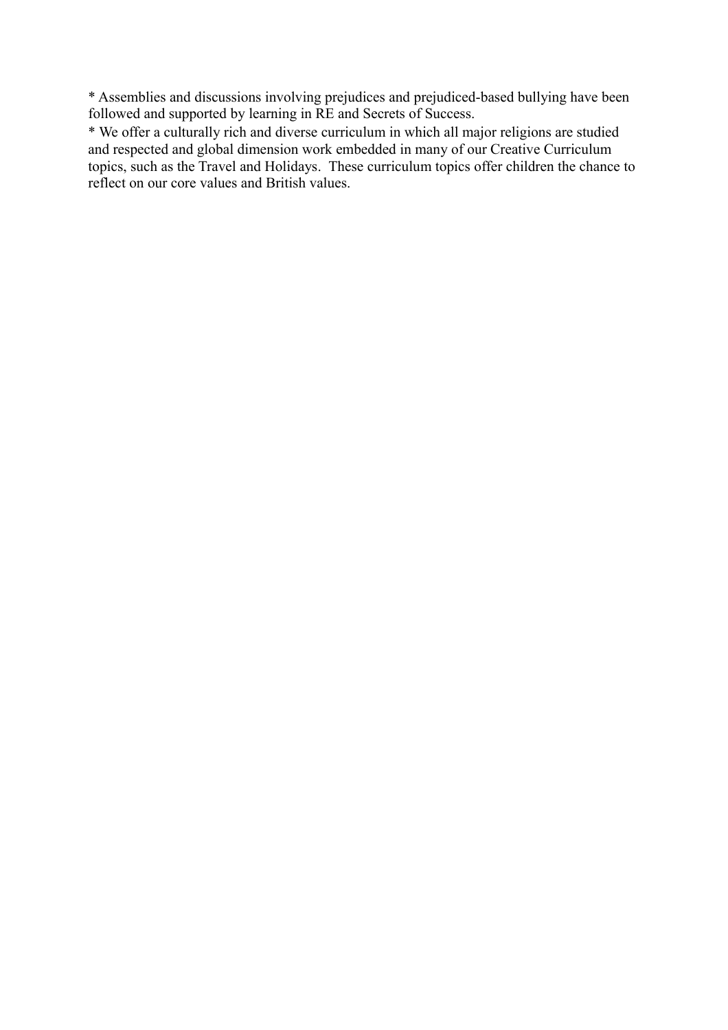* Assemblies and discussions involving prejudices and prejudiced-based bullying have been followed and supported by learning in RE and Secrets of Success.
* We offer a culturally rich and diverse curriculum in which all major religions are studied and respected and global dimension work embedded in many of our Creative Curriculum topics, such as the Travel and Holidays.  These curriculum topics offer children the chance to reflect on our core values and British values.